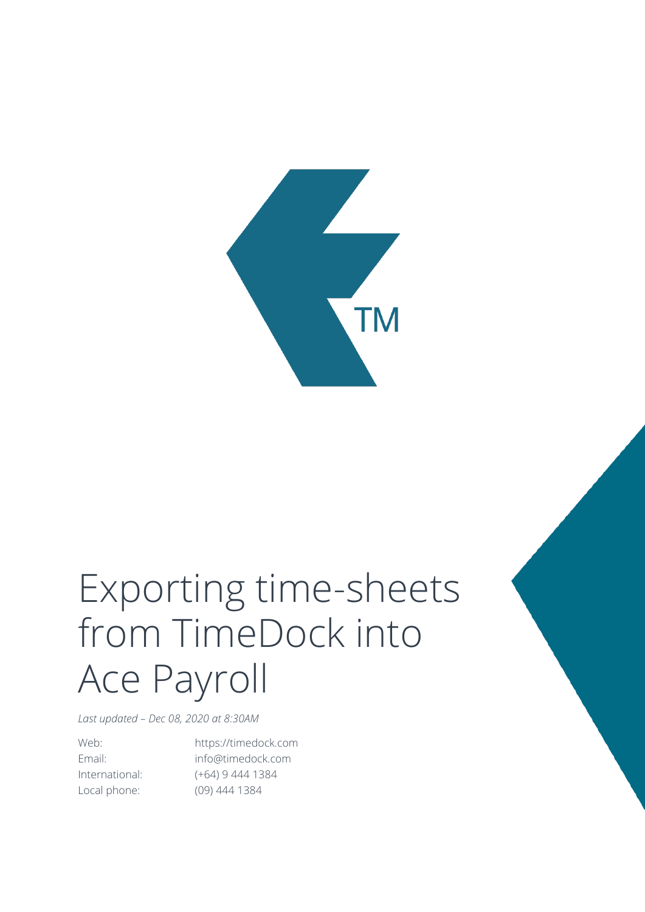# Exporting time-sheets from TimeDock into Ace Payroll

*Last updated – Dec 08, 2020 at 8:30AM*

| | |
|---|---|
| Web: | https://timedock.com |
| Email: | info@timedock.com |
| International: | (+64) 9 444 1384 |
| Local phone: | (09) 444 1384 |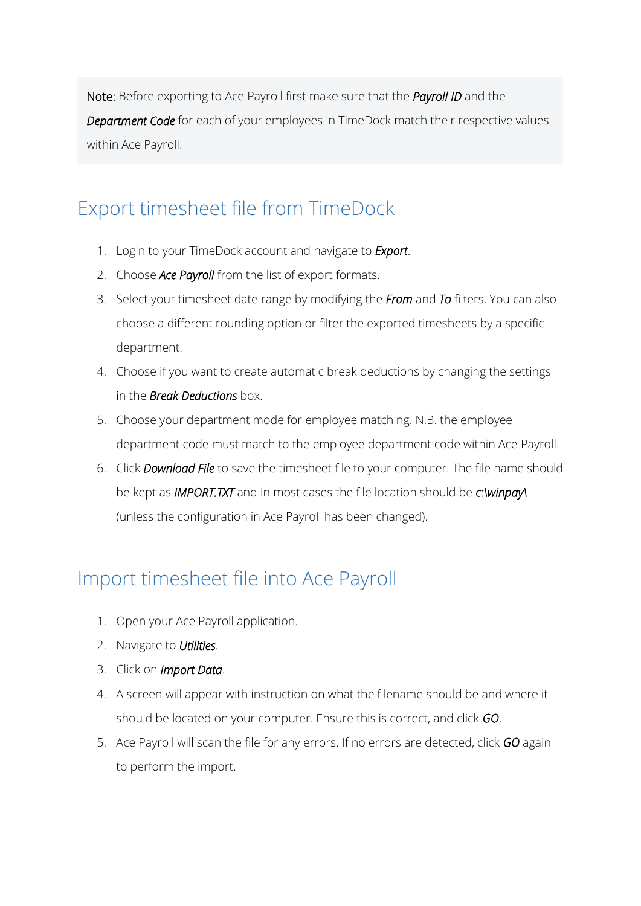> **Note:** Before exporting to Ace Payroll first make sure that the ***Payroll ID*** and the ***Department Code*** for each of your employees in TimeDock match their respective values within Ace Payroll.

## Export timesheet file from TimeDock

1. Login to your TimeDock account and navigate to ***Export***.
2. Choose ***Ace Payroll*** from the list of export formats.
3. Select your timesheet date range by modifying the ***From*** and ***To*** filters. You can also choose a different rounding option or filter the exported timesheets by a specific department.
4. Choose if you want to create automatic break deductions by changing the settings in the ***Break Deductions*** box.
5. Choose your department mode for employee matching. N.B. the employee department code must match to the employee department code within Ace Payroll.
6. Click ***Download File*** to save the timesheet file to your computer. The file name should be kept as ***IMPORT.TXT*** and in most cases the file location should be ***c:\winpay\*** (unless the configuration in Ace Payroll has been changed).

## Import timesheet file into Ace Payroll

1. Open your Ace Payroll application.
2. Navigate to ***Utilities***.
3. Click on ***Import Data***.
4. A screen will appear with instruction on what the filename should be and where it should be located on your computer. Ensure this is correct, and click ***GO***.
5. Ace Payroll will scan the file for any errors. If no errors are detected, click ***GO*** again to perform the import.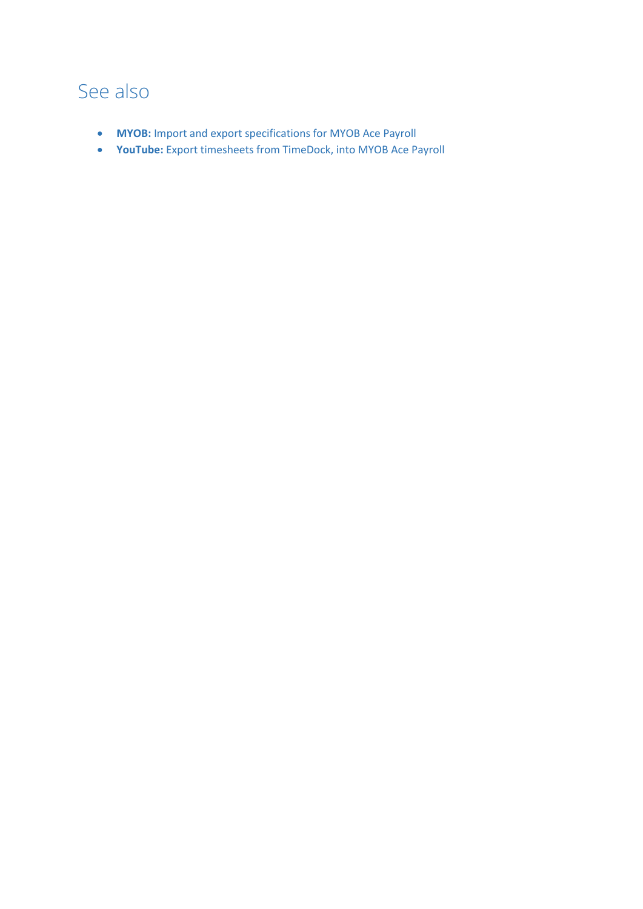## See also

- **MYOB:** Import and export specifications for MYOB Ace Payroll
- **YouTube:** Export timesheets from TimeDock, into MYOB Ace Payroll